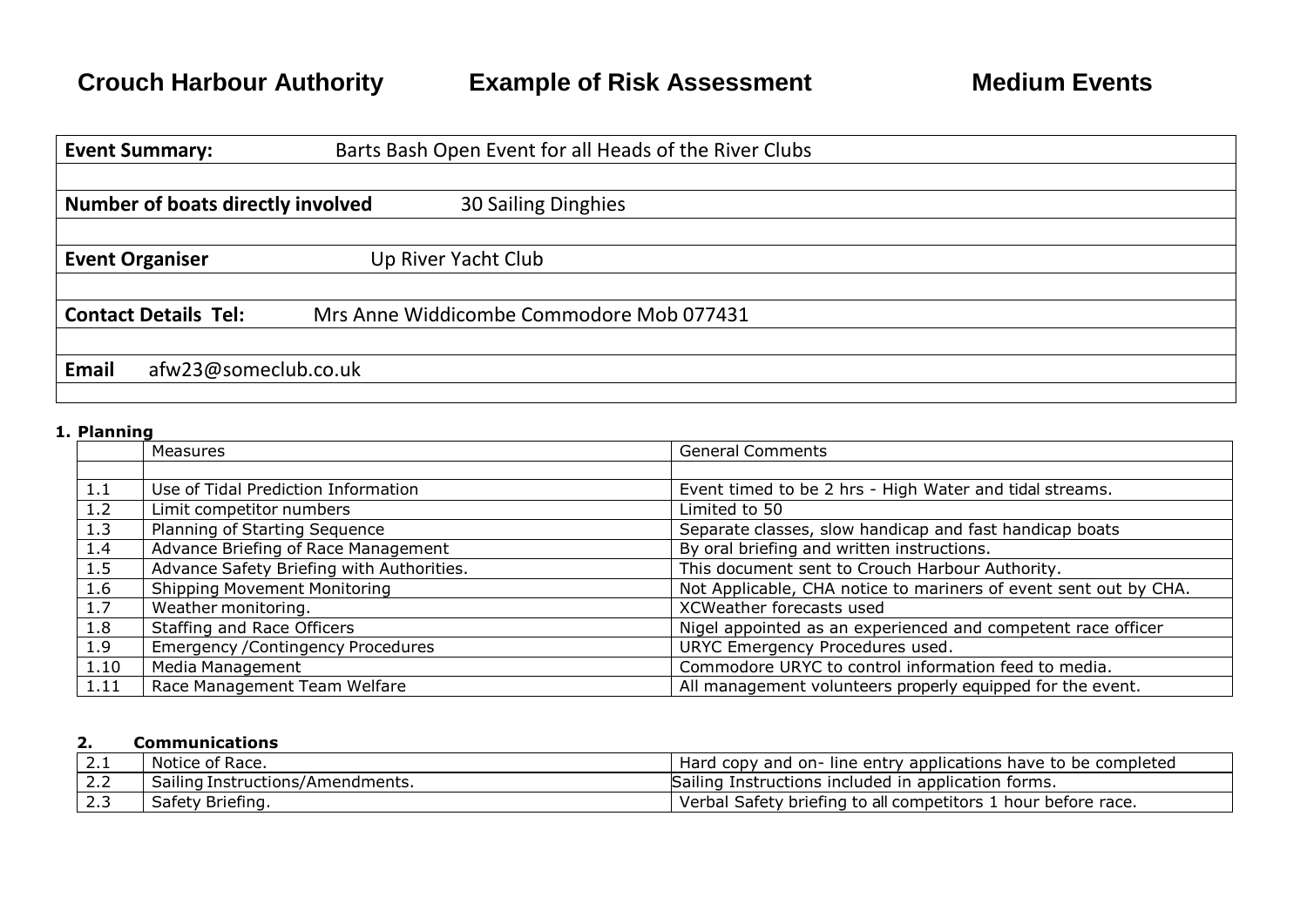# Crouch Harbour Authority Example of Risk Assessment Medium Events

| | |
|---|---|
| **Event Summary:** | Barts Bash Open Event for all Heads of the River Clubs |
| | |
| **Number of boats directly involved** | 30 Sailing Dinghies |
| | |
| **Event Organiser** | Up River Yacht Club |
| | |
| **Contact Details Tel:** | Mrs Anne Widdicombe Commodore Mob 077431 |
| | |
| **Email** | afw23@someclub.co.uk |
| | |

**1. Planning**

| | Measures | General Comments |
|---|---|---|
| | | |
| 1.1 | Use of Tidal Prediction Information | Event timed to be 2 hrs - High Water and tidal streams. |
| 1.2 | Limit competitor numbers | Limited to 50 |
| 1.3 | Planning of Starting Sequence | Separate classes, slow handicap and fast handicap boats |
| 1.4 | Advance Briefing of Race Management | By oral briefing and written instructions. |
| 1.5 | Advance Safety Briefing with Authorities. | This document sent to Crouch Harbour Authority. |
| 1.6 | Shipping Movement Monitoring | Not Applicable, CHA notice to mariners of event sent out by CHA. |
| 1.7 | Weather monitoring. | XCWeather forecasts used |
| 1.8 | Staffing and Race Officers | Nigel appointed as an experienced and competent race officer |
| 1.9 | Emergency /Contingency Procedures | URYC Emergency Procedures used. |
| 1.10 | Media Management | Commodore URYC to control information feed to media. |
| 1.11 | Race Management Team Welfare | All management volunteers properly equipped for the event. |

**2. Communications**

| | | |
|---|---|---|
| 2.1 | Notice of Race. | Hard copy and on- line entry applications have to be completed |
| 2.2 | Sailing Instructions/Amendments. | Sailing Instructions included in application forms. |
| 2.3 | Safety Briefing. | Verbal Safety briefing to all competitors 1 hour before race. |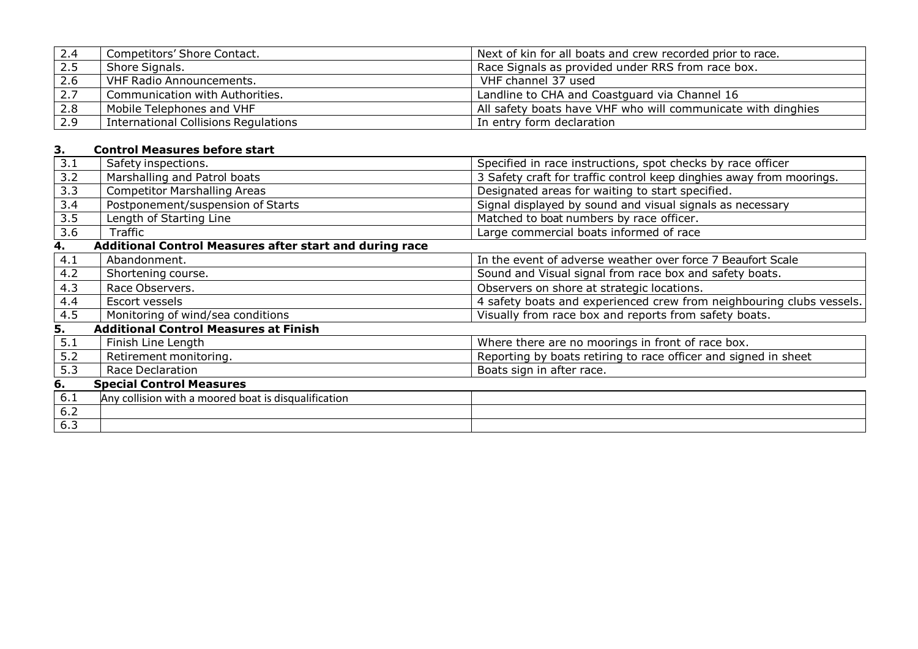| | | |
|---|---|---|
| 2.4 | Competitors' Shore Contact. | Next of kin for all boats and crew recorded prior to race. |
| 2.5 | Shore Signals. | Race Signals as provided under RRS from race box. |
| 2.6 | VHF Radio Announcements. | VHF channel 37 used |
| 2.7 | Communication with Authorities. | Landline to CHA and Coastguard via Channel 16 |
| 2.8 | Mobile Telephones and VHF | All safety boats have VHF who will communicate with dinghies |
| 2.9 | International Collisions Regulations | In entry form declaration |

### 3. Control Measures before start

| | | |
|---|---|---|
| 3.1 | Safety inspections. | Specified in race instructions, spot checks by race officer |
| 3.2 | Marshalling and Patrol boats | 3 Safety craft for traffic control keep dinghies away from moorings. |
| 3.3 | Competitor Marshalling Areas | Designated areas for waiting to start specified. |
| 3.4 | Postponement/suspension of Starts | Signal displayed by sound and visual signals as necessary |
| 3.5 | Length of Starting Line | Matched to boat numbers by race officer. |
| 3.6 | Traffic | Large commercial boats informed of race |

### 4. Additional Control Measures after start and during race

| | | |
|---|---|---|
| 4.1 | Abandonment. | In the event of adverse weather over force 7 Beaufort Scale |
| 4.2 | Shortening course. | Sound and Visual signal from race box and safety boats. |
| 4.3 | Race Observers. | Observers on shore at strategic locations. |
| 4.4 | Escort vessels | 4 safety boats and experienced crew from neighbouring clubs vessels. |
| 4.5 | Monitoring of wind/sea conditions | Visually from race box and reports from safety boats. |

### 5. Additional Control Measures at Finish

| | | |
|---|---|---|
| 5.1 | Finish Line Length | Where there are no moorings in front of race box. |
| 5.2 | Retirement monitoring. | Reporting by boats retiring to race officer and signed in sheet |
| 5.3 | Race Declaration | Boats sign in after race. |

### 6. Special Control Measures

| | | |
|---|---|---|
| 6.1 | Any collision with a moored boat is disqualification | |
| 6.2 | | |
| 6.3 | | |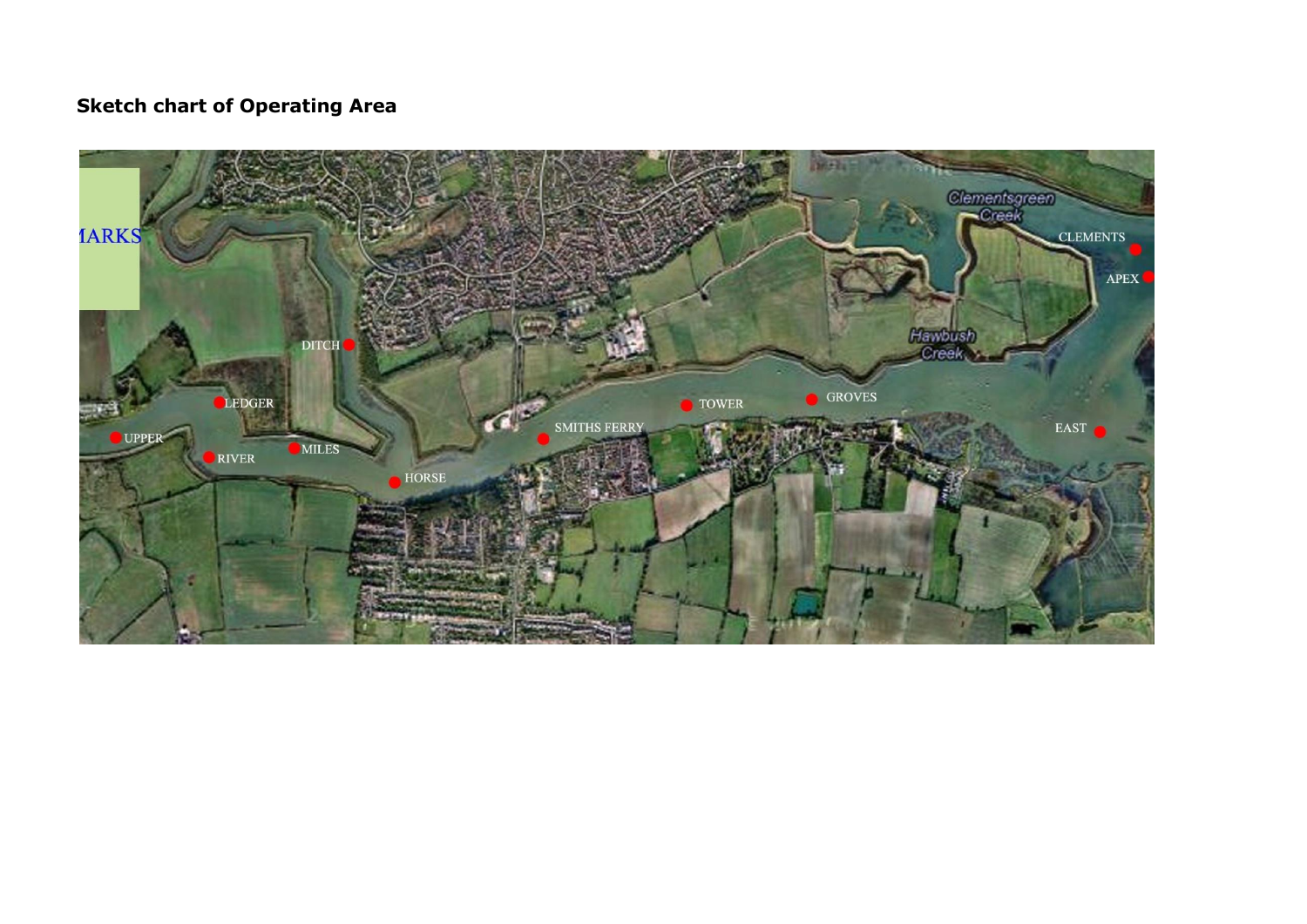**Sketch chart of Operating Area**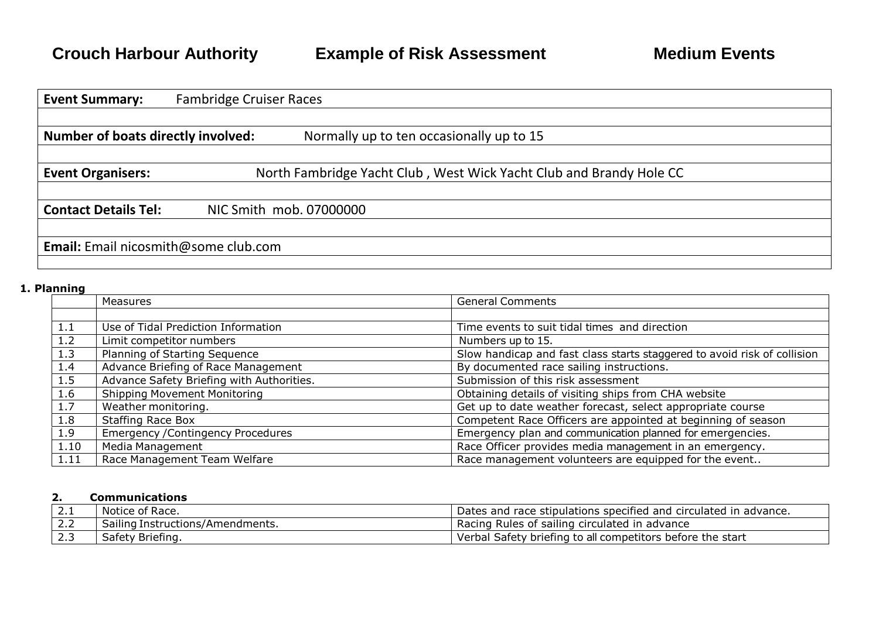**Crouch Harbour Authority** **Example of Risk Assessment** **Medium Events**

| **Event Summary:** Fambridge Cruiser Races |
|---|
| |
| **Number of boats directly involved:** Normally up to ten occasionally up to 15 |
| |
| **Event Organisers:** North Fambridge Yacht Club , West Wick Yacht Club and Brandy Hole CC |
| |
| **Contact Details Tel:** NIC Smith mob. 07000000 |
| |
| **Email:** Email nicosmith@some club.com |
| |

**1. Planning**

| | Measures | General Comments |
|---|---|---|
| | | |
| 1.1 | Use of Tidal Prediction Information | Time events to suit tidal times and direction |
| 1.2 | Limit competitor numbers | Numbers up to 15. |
| 1.3 | Planning of Starting Sequence | Slow handicap and fast class starts staggered to avoid risk of collision |
| 1.4 | Advance Briefing of Race Management | By documented race sailing instructions. |
| 1.5 | Advance Safety Briefing with Authorities. | Submission of this risk assessment |
| 1.6 | Shipping Movement Monitoring | Obtaining details of visiting ships from CHA website |
| 1.7 | Weather monitoring. | Get up to date weather forecast, select appropriate course |
| 1.8 | Staffing Race Box | Competent Race Officers are appointed at beginning of season |
| 1.9 | Emergency /Contingency Procedures | Emergency plan and communication planned for emergencies. |
| 1.10 | Media Management | Race Officer provides media management in an emergency. |
| 1.11 | Race Management Team Welfare | Race management volunteers are equipped for the event.. |

**2. Communications**

| | | |
|---|---|---|
| 2.1 | Notice of Race. | Dates and race stipulations specified and circulated in advance. |
| 2.2 | Sailing Instructions/Amendments. | Racing Rules of sailing circulated in advance |
| 2.3 | Safety Briefing. | Verbal Safety briefing to all competitors before the start |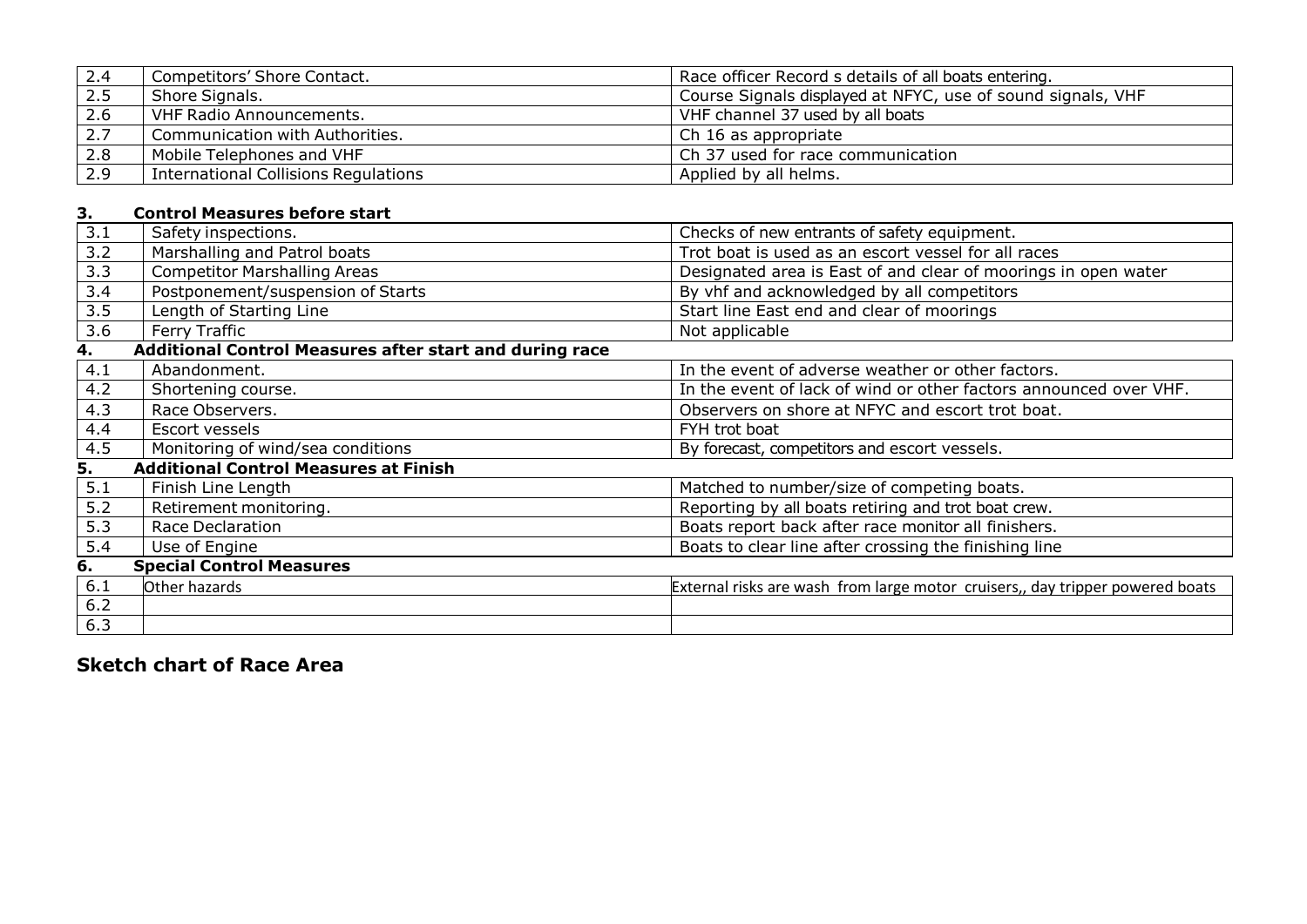| | | |
|---|---|---|
| 2.4 | Competitors' Shore Contact. | Race officer Record s details of all boats entering. |
| 2.5 | Shore Signals. | Course Signals displayed at NFYC, use of sound signals, VHF |
| 2.6 | VHF Radio Announcements. | VHF channel 37 used by all boats |
| 2.7 | Communication with Authorities. | Ch 16 as appropriate |
| 2.8 | Mobile Telephones and VHF | Ch 37 used for race communication |
| 2.9 | International Collisions Regulations | Applied by all helms. |

### 3. Control Measures before start

| | | |
|---|---|---|
| 3.1 | Safety inspections. | Checks of new entrants of safety equipment. |
| 3.2 | Marshalling and Patrol boats | Trot boat is used as an escort vessel for all races |
| 3.3 | Competitor Marshalling Areas | Designated area is East of and clear of moorings in open water |
| 3.4 | Postponement/suspension of Starts | By vhf and acknowledged by all competitors |
| 3.5 | Length of Starting Line | Start line East end and clear of moorings |
| 3.6 | Ferry Traffic | Not applicable |

### 4. Additional Control Measures after start and during race

| | | |
|---|---|---|
| 4.1 | Abandonment. | In the event of adverse weather or other factors. |
| 4.2 | Shortening course. | In the event of lack of wind or other factors announced over VHF. |
| 4.3 | Race Observers. | Observers on shore at NFYC and escort trot boat. |
| 4.4 | Escort vessels | FYH trot boat |
| 4.5 | Monitoring of wind/sea conditions | By forecast, competitors and escort vessels. |

### 5. Additional Control Measures at Finish

| | | |
|---|---|---|
| 5.1 | Finish Line Length | Matched to number/size of competing boats. |
| 5.2 | Retirement monitoring. | Reporting by all boats retiring and trot boat crew. |
| 5.3 | Race Declaration | Boats report back after race monitor all finishers. |
| 5.4 | Use of Engine | Boats to clear line after crossing the finishing line |

### 6. Special Control Measures

| | | |
|---|---|---|
| 6.1 | Other hazards | External risks are wash from large motor cruisers,, day tripper powered boats |
| 6.2 | | |
| 6.3 | | |

## Sketch chart of Race Area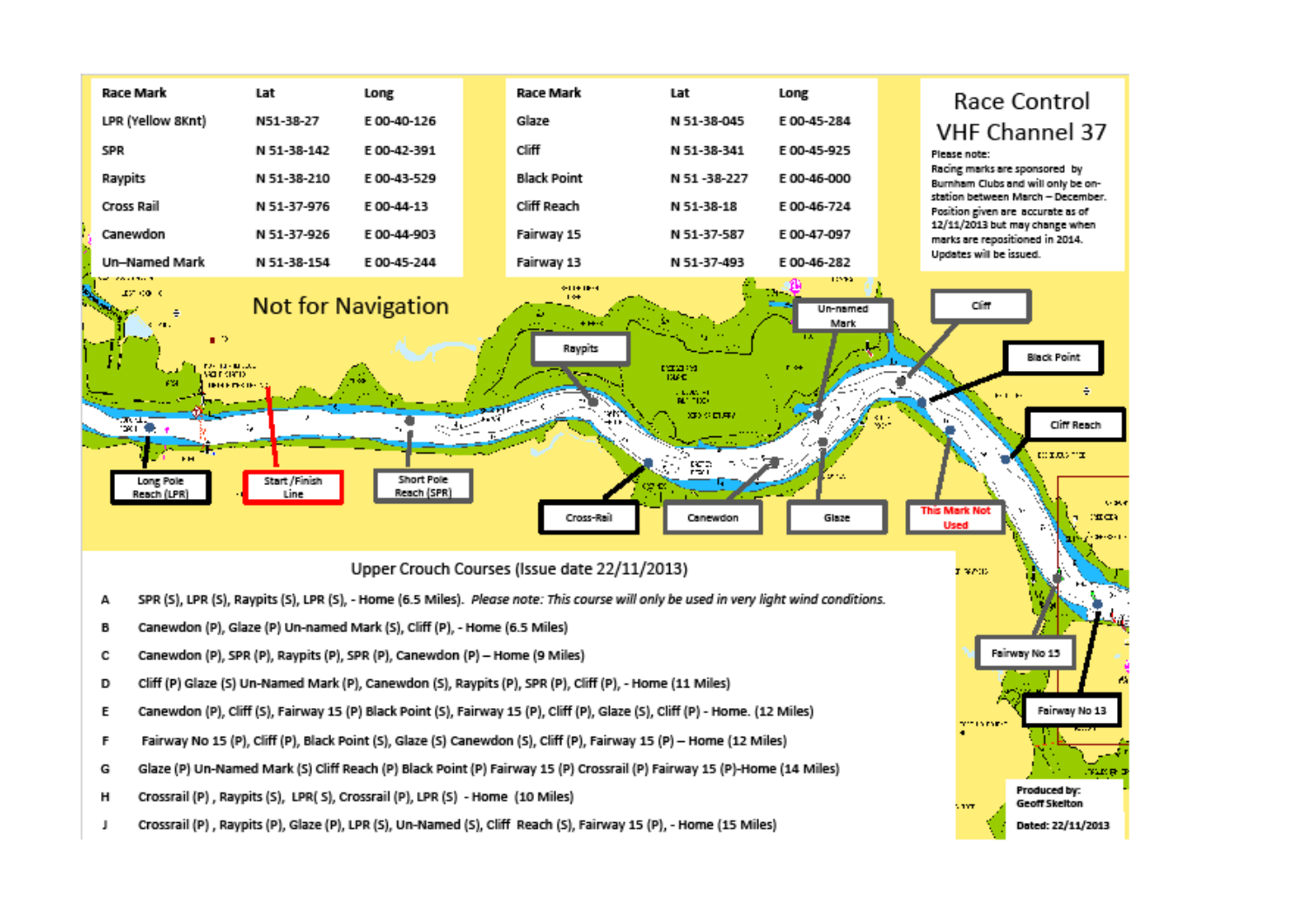| Race Mark | Lat | Long |
|---|---|---|
| LPR (Yellow 8Knt) | N51-38-27 | E 00-40-126 |
| SPR | N 51-38-142 | E 00-42-391 |
| Raypits | N 51-38-210 | E 00-43-529 |
| Cross Rail | N 51-37-976 | E 00-44-13 |
| Canewdon | N 51-37-926 | E 00-44-903 |
| Un–Named Mark | N 51-38-154 | E 00-45-244 |

| Race Mark | Lat | Long |
|---|---|---|
| Glaze | N 51-38-045 | E 00-45-284 |
| Cliff | N 51-38-341 | E 00-45-925 |
| Black Point | N 51 -38-227 | E 00-46-000 |
| Cliff Reach | N 51-38-18 | E 00-46-724 |
| Fairway 15 | N 51-37-587 | E 00-47-097 |
| Fairway 13 | N 51-37-493 | E 00-46-282 |

## Race Control VHF Channel 37

Please note:
Racing marks are sponsored by Burnham Clubs and will only be on-station between March – December.
Position given are accurate as of 12/11/2013 but may change when marks are repositioned in 2014.
Updates will be issued.

Not for Navigation

Long Pole Reach (LPR)
Start /Finish Line
Short Pole Reach (SPR)
Raypits
Cross-Rail
Canewdon
Glaze
Un-named Mark
Cliff
Black Point
Cliff Reach
This Mark Not Used
Fairway No 15
Fairway No 13

### Upper Crouch Courses (Issue date 22/11/2013)

- **A** SPR (S), LPR (S), Raypits (S), LPR (S), - Home (6.5 Miles). *Please note: This course will only be used in very light wind conditions.*
- **B** Canewdon (P), Glaze (P) Un-named Mark (S), Cliff (P), - Home (6.5 Miles)
- **C** Canewdon (P), SPR (P), Raypits (P), SPR (P), Canewdon (P) – Home (9 Miles)
- **D** Cliff (P) Glaze (S) Un-Named Mark (P), Canewdon (S), Raypits (P), SPR (P), Cliff (P), - Home (11 Miles)
- **E** Canewdon (P), Cliff (S), Fairway 15 (P) Black Point (S), Fairway 15 (P), Cliff (P), Glaze (S), Cliff (P) - Home. (12 Miles)
- **F** Fairway No 15 (P), Cliff (P), Black Point (S), Glaze (S) Canewdon (S), Cliff (P), Fairway 15 (P) – Home (12 Miles)
- **G** Glaze (P) Un-Named Mark (S) Cliff Reach (P) Black Point (P) Fairway 15 (P) Crossrail (P) Fairway 15 (P)-Home (14 Miles)
- **H** Crossrail (P) , Raypits (S), LPR( S), Crossrail (P), LPR (S) - Home (10 Miles)
- **J** Crossrail (P) , Raypits (P), Glaze (P), LPR (S), Un-Named (S), Cliff Reach (S), Fairway 15 (P), - Home (15 Miles)

Produced by:
Geoff Skelton

Dated: 22/11/2013